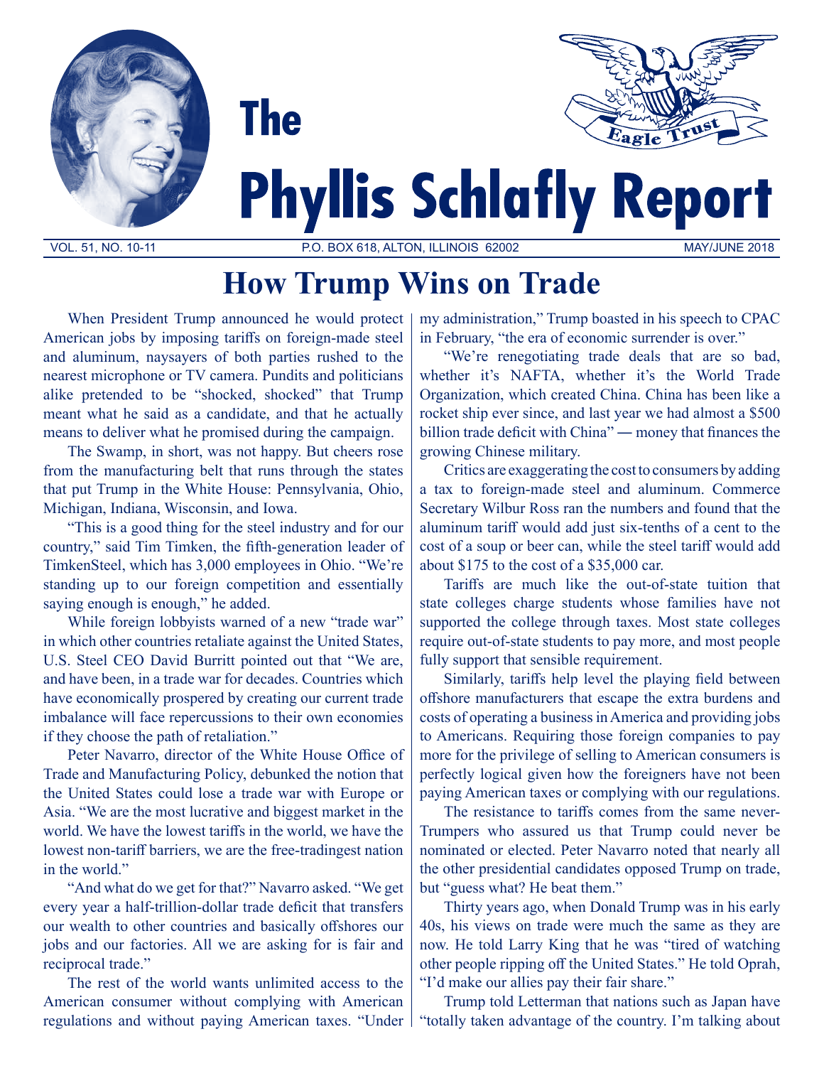# The Phyllis Schlafly Report

VOL. 51, NO. 10-11 P.O. BOX 618, ALTON, ILLINOIS 62002 MAY/JUNE 2018

## How Trump Wins on Trade

When President Trump announced he would protect American jobs by imposing tariffs on foreign-made steel and aluminum, naysayers of both parties rushed to the nearest microphone or TV camera. Pundits and politicians alike pretended to be "shocked, shocked" that Trump meant what he said as a candidate, and that he actually means to deliver what he promised during the campaign.

The Swamp, in short, was not happy. But cheers rose from the manufacturing belt that runs through the states that put Trump in the White House: Pennsylvania, Ohio, Michigan, Indiana, Wisconsin, and Iowa.

"This is a good thing for the steel industry and for our country," said Tim Timken, the fifth-generation leader of TimkenSteel, which has 3,000 employees in Ohio. "We're standing up to our foreign competition and essentially saying enough is enough," he added.

While foreign lobbyists warned of a new "trade war" in which other countries retaliate against the United States, U.S. Steel CEO David Burritt pointed out that "We are, and have been, in a trade war for decades. Countries which have economically prospered by creating our current trade imbalance will face repercussions to their own economies if they choose the path of retaliation."

Peter Navarro, director of the White House Office of Trade and Manufacturing Policy, debunked the notion that the United States could lose a trade war with Europe or Asia. "We are the most lucrative and biggest market in the world. We have the lowest tariffs in the world, we have the lowest non-tariff barriers, we are the free-tradingest nation in the world."

"And what do we get for that?" Navarro asked. "We get every year a half-trillion-dollar trade deficit that transfers our wealth to other countries and basically offshores our jobs and our factories. All we are asking for is fair and reciprocal trade."

The rest of the world wants unlimited access to the American consumer without complying with American regulations and without paying American taxes. "Under my administration," Trump boasted in his speech to CPAC in February, "the era of economic surrender is over."

"We're renegotiating trade deals that are so bad, whether it's NAFTA, whether it's the World Trade Organization, which created China. China has been like a rocket ship ever since, and last year we had almost a $500 billion trade deficit with China" — money that finances the growing Chinese military.

Critics are exaggerating the cost to consumers by adding a tax to foreign-made steel and aluminum. Commerce Secretary Wilbur Ross ran the numbers and found that the aluminum tariff would add just six-tenths of a cent to the cost of a soup or beer can, while the steel tariff would add about $175 to the cost of a $35,000 car.

Tariffs are much like the out-of-state tuition that state colleges charge students whose families have not supported the college through taxes. Most state colleges require out-of-state students to pay more, and most people fully support that sensible requirement.

Similarly, tariffs help level the playing field between offshore manufacturers that escape the extra burdens and costs of operating a business in America and providing jobs to Americans. Requiring those foreign companies to pay more for the privilege of selling to American consumers is perfectly logical given how the foreigners have not been paying American taxes or complying with our regulations.

The resistance to tariffs comes from the same never-Trumpers who assured us that Trump could never be nominated or elected. Peter Navarro noted that nearly all the other presidential candidates opposed Trump on trade, but "guess what? He beat them."

Thirty years ago, when Donald Trump was in his early 40s, his views on trade were much the same as they are now. He told Larry King that he was "tired of watching other people ripping off the United States." He told Oprah, "I'd make our allies pay their fair share."

Trump told Letterman that nations such as Japan have "totally taken advantage of the country. I'm talking about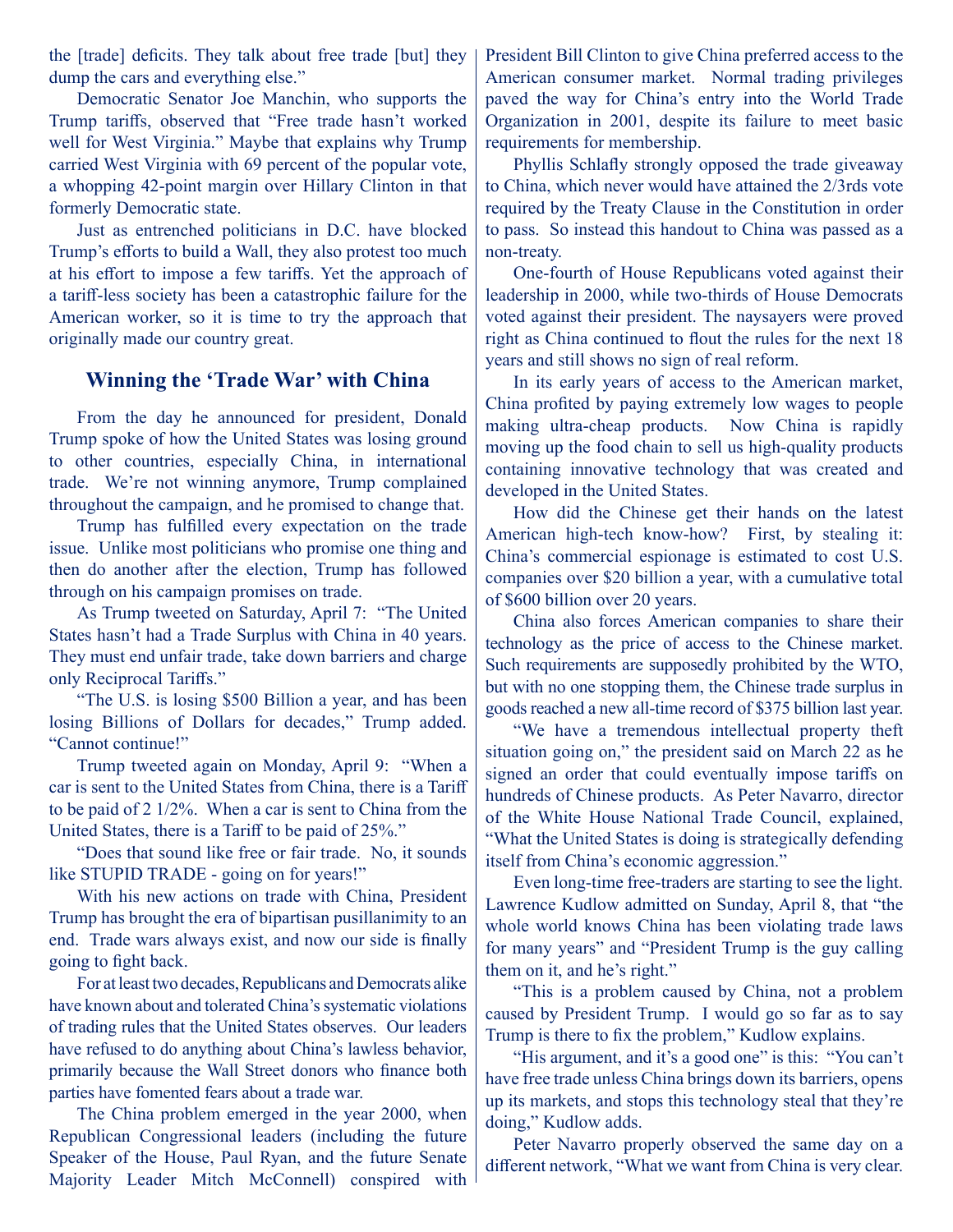the [trade] deficits. They talk about free trade [but] they dump the cars and everything else."

Democratic Senator Joe Manchin, who supports the Trump tariffs, observed that "Free trade hasn't worked well for West Virginia." Maybe that explains why Trump carried West Virginia with 69 percent of the popular vote, a whopping 42-point margin over Hillary Clinton in that formerly Democratic state.

Just as entrenched politicians in D.C. have blocked Trump's efforts to build a Wall, they also protest too much at his effort to impose a few tariffs. Yet the approach of a tariff-less society has been a catastrophic failure for the American worker, so it is time to try the approach that originally made our country great.

## Winning the 'Trade War' with China

From the day he announced for president, Donald Trump spoke of how the United States was losing ground to other countries, especially China, in international trade. We're not winning anymore, Trump complained throughout the campaign, and he promised to change that.

Trump has fulfilled every expectation on the trade issue. Unlike most politicians who promise one thing and then do another after the election, Trump has followed through on his campaign promises on trade.

As Trump tweeted on Saturday, April 7: "The United States hasn't had a Trade Surplus with China in 40 years. They must end unfair trade, take down barriers and charge only Reciprocal Tariffs."

"The U.S. is losing $500 Billion a year, and has been losing Billions of Dollars for decades," Trump added. "Cannot continue!"

Trump tweeted again on Monday, April 9: "When a car is sent to the United States from China, there is a Tariff to be paid of 2 1/2%. When a car is sent to China from the United States, there is a Tariff to be paid of 25%."

"Does that sound like free or fair trade. No, it sounds like STUPID TRADE - going on for years!"

With his new actions on trade with China, President Trump has brought the era of bipartisan pusillanimity to an end. Trade wars always exist, and now our side is finally going to fight back.

For at least two decades, Republicans and Democrats alike have known about and tolerated China's systematic violations of trading rules that the United States observes. Our leaders have refused to do anything about China's lawless behavior, primarily because the Wall Street donors who finance both parties have fomented fears about a trade war.

The China problem emerged in the year 2000, when Republican Congressional leaders (including the future Speaker of the House, Paul Ryan, and the future Senate Majority Leader Mitch McConnell) conspired with President Bill Clinton to give China preferred access to the American consumer market. Normal trading privileges paved the way for China's entry into the World Trade Organization in 2001, despite its failure to meet basic requirements for membership.

Phyllis Schlafly strongly opposed the trade giveaway to China, which never would have attained the 2/3rds vote required by the Treaty Clause in the Constitution in order to pass. So instead this handout to China was passed as a non-treaty.

One-fourth of House Republicans voted against their leadership in 2000, while two-thirds of House Democrats voted against their president. The naysayers were proved right as China continued to flout the rules for the next 18 years and still shows no sign of real reform.

In its early years of access to the American market, China profited by paying extremely low wages to people making ultra-cheap products. Now China is rapidly moving up the food chain to sell us high-quality products containing innovative technology that was created and developed in the United States.

How did the Chinese get their hands on the latest American high-tech know-how? First, by stealing it: China's commercial espionage is estimated to cost U.S. companies over $20 billion a year, with a cumulative total of $600 billion over 20 years.

China also forces American companies to share their technology as the price of access to the Chinese market. Such requirements are supposedly prohibited by the WTO, but with no one stopping them, the Chinese trade surplus in goods reached a new all-time record of $375 billion last year.

"We have a tremendous intellectual property theft situation going on," the president said on March 22 as he signed an order that could eventually impose tariffs on hundreds of Chinese products. As Peter Navarro, director of the White House National Trade Council, explained, "What the United States is doing is strategically defending itself from China's economic aggression."

Even long-time free-traders are starting to see the light. Lawrence Kudlow admitted on Sunday, April 8, that "the whole world knows China has been violating trade laws for many years" and "President Trump is the guy calling them on it, and he's right."

"This is a problem caused by China, not a problem caused by President Trump. I would go so far as to say Trump is there to fix the problem," Kudlow explains.

"His argument, and it's a good one" is this: "You can't have free trade unless China brings down its barriers, opens up its markets, and stops this technology steal that they're doing," Kudlow adds.

Peter Navarro properly observed the same day on a different network, "What we want from China is very clear.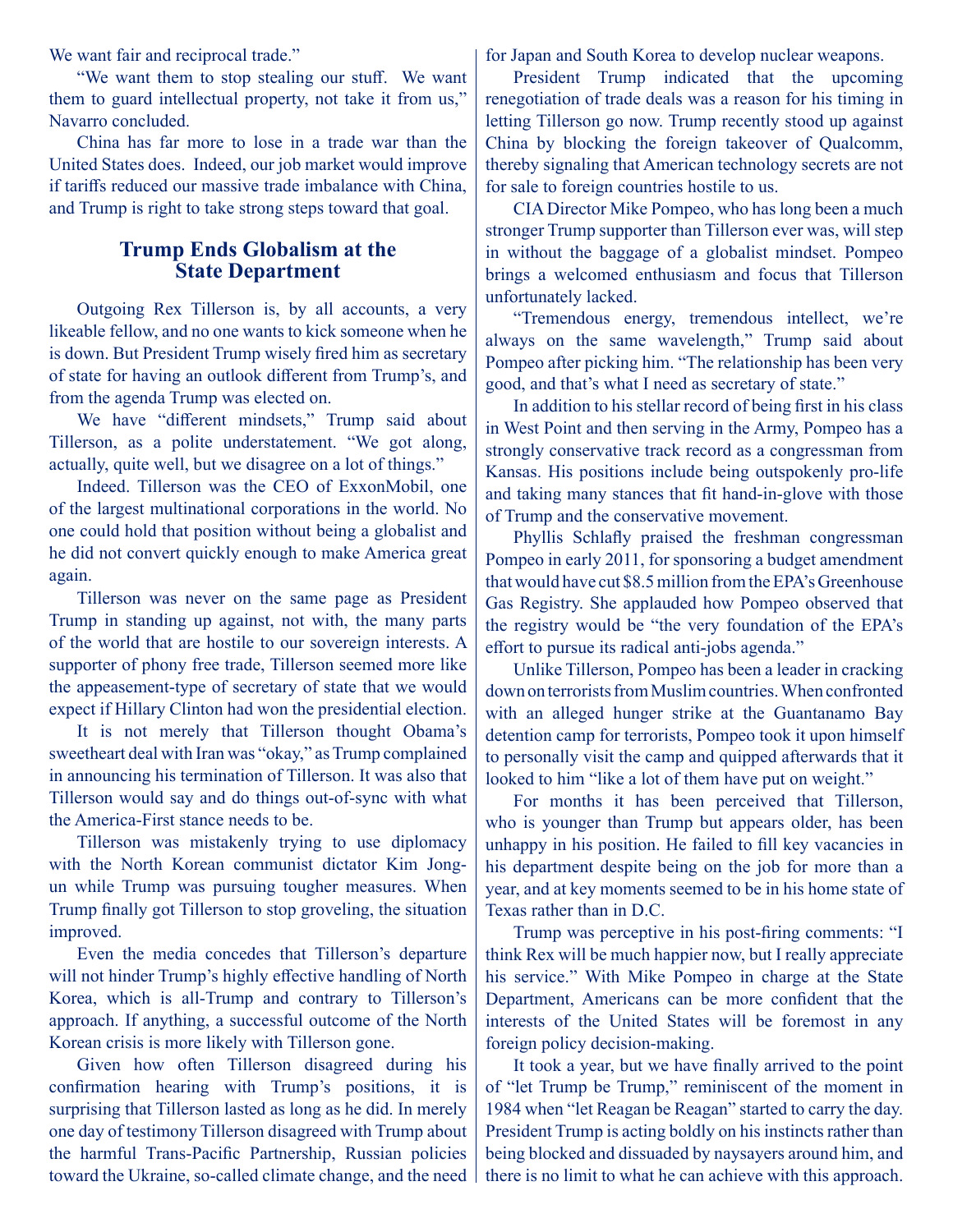We want fair and reciprocal trade."

"We want them to stop stealing our stuff. We want them to guard intellectual property, not take it from us," Navarro concluded.

China has far more to lose in a trade war than the United States does. Indeed, our job market would improve if tariffs reduced our massive trade imbalance with China, and Trump is right to take strong steps toward that goal.

## Trump Ends Globalism at the State Department

Outgoing Rex Tillerson is, by all accounts, a very likeable fellow, and no one wants to kick someone when he is down. But President Trump wisely fired him as secretary of state for having an outlook different from Trump's, and from the agenda Trump was elected on.

We have "different mindsets," Trump said about Tillerson, as a polite understatement. "We got along, actually, quite well, but we disagree on a lot of things."

Indeed. Tillerson was the CEO of ExxonMobil, one of the largest multinational corporations in the world. No one could hold that position without being a globalist and he did not convert quickly enough to make America great again.

Tillerson was never on the same page as President Trump in standing up against, not with, the many parts of the world that are hostile to our sovereign interests. A supporter of phony free trade, Tillerson seemed more like the appeasement-type of secretary of state that we would expect if Hillary Clinton had won the presidential election.

It is not merely that Tillerson thought Obama's sweetheart deal with Iran was "okay," as Trump complained in announcing his termination of Tillerson. It was also that Tillerson would say and do things out-of-sync with what the America-First stance needs to be.

Tillerson was mistakenly trying to use diplomacy with the North Korean communist dictator Kim Jong-un while Trump was pursuing tougher measures. When Trump finally got Tillerson to stop groveling, the situation improved.

Even the media concedes that Tillerson's departure will not hinder Trump's highly effective handling of North Korea, which is all-Trump and contrary to Tillerson's approach. If anything, a successful outcome of the North Korean crisis is more likely with Tillerson gone.

Given how often Tillerson disagreed during his confirmation hearing with Trump's positions, it is surprising that Tillerson lasted as long as he did. In merely one day of testimony Tillerson disagreed with Trump about the harmful Trans-Pacific Partnership, Russian policies toward the Ukraine, so-called climate change, and the need for Japan and South Korea to develop nuclear weapons.

President Trump indicated that the upcoming renegotiation of trade deals was a reason for his timing in letting Tillerson go now. Trump recently stood up against China by blocking the foreign takeover of Qualcomm, thereby signaling that American technology secrets are not for sale to foreign countries hostile to us.

CIA Director Mike Pompeo, who has long been a much stronger Trump supporter than Tillerson ever was, will step in without the baggage of a globalist mindset. Pompeo brings a welcomed enthusiasm and focus that Tillerson unfortunately lacked.

"Tremendous energy, tremendous intellect, we're always on the same wavelength," Trump said about Pompeo after picking him. "The relationship has been very good, and that's what I need as secretary of state."

In addition to his stellar record of being first in his class in West Point and then serving in the Army, Pompeo has a strongly conservative track record as a congressman from Kansas. His positions include being outspokenly pro-life and taking many stances that fit hand-in-glove with those of Trump and the conservative movement.

Phyllis Schlafly praised the freshman congressman Pompeo in early 2011, for sponsoring a budget amendment that would have cut $8.5 million from the EPA's Greenhouse Gas Registry. She applauded how Pompeo observed that the registry would be "the very foundation of the EPA's effort to pursue its radical anti-jobs agenda."

Unlike Tillerson, Pompeo has been a leader in cracking down on terrorists from Muslim countries. When confronted with an alleged hunger strike at the Guantanamo Bay detention camp for terrorists, Pompeo took it upon himself to personally visit the camp and quipped afterwards that it looked to him "like a lot of them have put on weight."

For months it has been perceived that Tillerson, who is younger than Trump but appears older, has been unhappy in his position. He failed to fill key vacancies in his department despite being on the job for more than a year, and at key moments seemed to be in his home state of Texas rather than in D.C.

Trump was perceptive in his post-firing comments: "I think Rex will be much happier now, but I really appreciate his service." With Mike Pompeo in charge at the State Department, Americans can be more confident that the interests of the United States will be foremost in any foreign policy decision-making.

It took a year, but we have finally arrived to the point of "let Trump be Trump," reminiscent of the moment in 1984 when "let Reagan be Reagan" started to carry the day. President Trump is acting boldly on his instincts rather than being blocked and dissuaded by naysayers around him, and there is no limit to what he can achieve with this approach.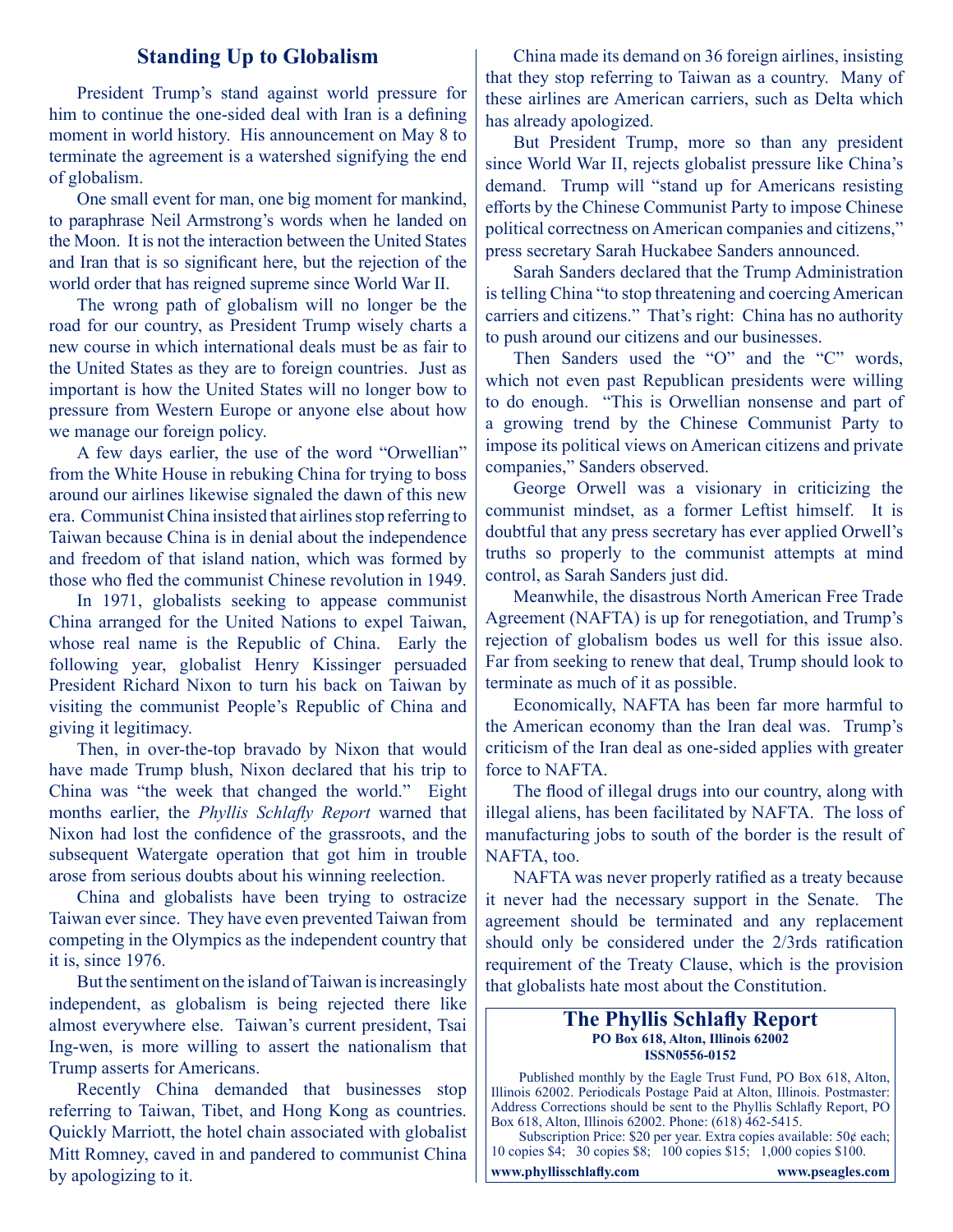## Standing Up to Globalism

President Trump's stand against world pressure for him to continue the one-sided deal with Iran is a defining moment in world history. His announcement on May 8 to terminate the agreement is a watershed signifying the end of globalism.

One small event for man, one big moment for mankind, to paraphrase Neil Armstrong's words when he landed on the Moon. It is not the interaction between the United States and Iran that is so significant here, but the rejection of the world order that has reigned supreme since World War II.

The wrong path of globalism will no longer be the road for our country, as President Trump wisely charts a new course in which international deals must be as fair to the United States as they are to foreign countries. Just as important is how the United States will no longer bow to pressure from Western Europe or anyone else about how we manage our foreign policy.

A few days earlier, the use of the word "Orwellian" from the White House in rebuking China for trying to boss around our airlines likewise signaled the dawn of this new era. Communist China insisted that airlines stop referring to Taiwan because China is in denial about the independence and freedom of that island nation, which was formed by those who fled the communist Chinese revolution in 1949.

In 1971, globalists seeking to appease communist China arranged for the United Nations to expel Taiwan, whose real name is the Republic of China. Early the following year, globalist Henry Kissinger persuaded President Richard Nixon to turn his back on Taiwan by visiting the communist People's Republic of China and giving it legitimacy.

Then, in over-the-top bravado by Nixon that would have made Trump blush, Nixon declared that his trip to China was "the week that changed the world." Eight months earlier, the *Phyllis Schlafly Report* warned that Nixon had lost the confidence of the grassroots, and the subsequent Watergate operation that got him in trouble arose from serious doubts about his winning reelection.

China and globalists have been trying to ostracize Taiwan ever since. They have even prevented Taiwan from competing in the Olympics as the independent country that it is, since 1976.

But the sentiment on the island of Taiwan is increasingly independent, as globalism is being rejected there like almost everywhere else. Taiwan's current president, Tsai Ing-wen, is more willing to assert the nationalism that Trump asserts for Americans.

Recently China demanded that businesses stop referring to Taiwan, Tibet, and Hong Kong as countries. Quickly Marriott, the hotel chain associated with globalist Mitt Romney, caved in and pandered to communist China by apologizing to it.

China made its demand on 36 foreign airlines, insisting that they stop referring to Taiwan as a country. Many of these airlines are American carriers, such as Delta which has already apologized.

But President Trump, more so than any president since World War II, rejects globalist pressure like China's demand. Trump will "stand up for Americans resisting efforts by the Chinese Communist Party to impose Chinese political correctness on American companies and citizens," press secretary Sarah Huckabee Sanders announced.

Sarah Sanders declared that the Trump Administration is telling China "to stop threatening and coercing American carriers and citizens." That's right: China has no authority to push around our citizens and our businesses.

Then Sanders used the "O" and the "C" words, which not even past Republican presidents were willing to do enough. "This is Orwellian nonsense and part of a growing trend by the Chinese Communist Party to impose its political views on American citizens and private companies," Sanders observed.

George Orwell was a visionary in criticizing the communist mindset, as a former Leftist himself. It is doubtful that any press secretary has ever applied Orwell's truths so properly to the communist attempts at mind control, as Sarah Sanders just did.

Meanwhile, the disastrous North American Free Trade Agreement (NAFTA) is up for renegotiation, and Trump's rejection of globalism bodes us well for this issue also. Far from seeking to renew that deal, Trump should look to terminate as much of it as possible.

Economically, NAFTA has been far more harmful to the American economy than the Iran deal was. Trump's criticism of the Iran deal as one-sided applies with greater force to NAFTA.

The flood of illegal drugs into our country, along with illegal aliens, has been facilitated by NAFTA. The loss of manufacturing jobs to south of the border is the result of NAFTA, too.

NAFTA was never properly ratified as a treaty because it never had the necessary support in the Senate. The agreement should be terminated and any replacement should only be considered under the 2/3rds ratification requirement of the Treaty Clause, which is the provision that globalists hate most about the Constitution.

---

**The Phyllis Schlafly Report**
**PO Box 618, Alton, Illinois 62002**
**ISSN0556-0152**

Published monthly by the Eagle Trust Fund, PO Box 618, Alton, Illinois 62002. Periodicals Postage Paid at Alton, Illinois. Postmaster: Address Corrections should be sent to the Phyllis Schlafly Report, PO Box 618, Alton, Illinois 62002. Phone: (618) 462-5415.

Subscription Price: $20 per year. Extra copies available: 50¢ each; 10 copies $4; 30 copies $8; 100 copies $15; 1,000 copies $100.

**www.phyllisschlafly.com** **www.pseagles.com**